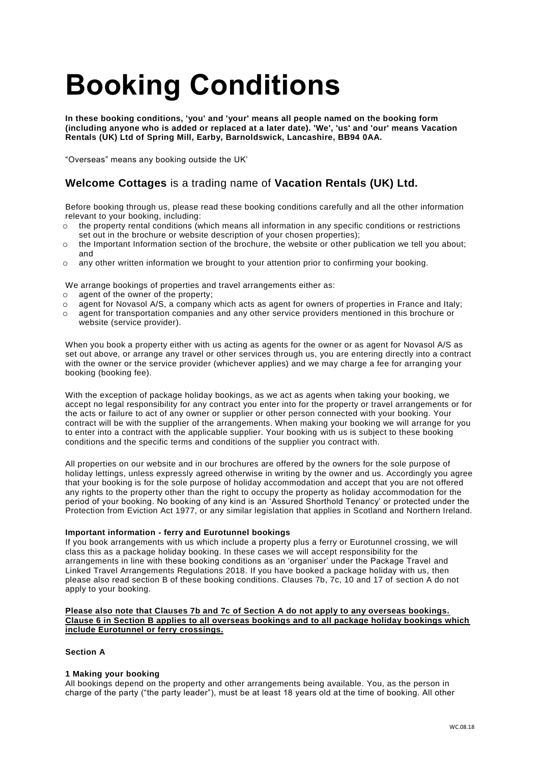# Booking Conditions

**In these booking conditions, 'you' and 'your' means all people named on the booking form (including anyone who is added or replaced at a later date). 'We', 'us' and 'our' means Vacation Rentals (UK) Ltd of Spring Mill, Earby, Barnoldswick, Lancashire, BB94 0AA.**

“Overseas” means any booking outside the UK’

## **Welcome Cottages** is a trading name of **Vacation Rentals (UK) Ltd.**

Before booking through us, please read these booking conditions carefully and all the other information relevant to your booking, including:

- the property rental conditions (which means all information in any specific conditions or restrictions set out in the brochure or website description of your chosen properties);
- the Important Information section of the brochure, the website or other publication we tell you about; and
- any other written information we brought to your attention prior to confirming your booking.

We arrange bookings of properties and travel arrangements either as:

- agent of the owner of the property;
- agent for Novasol A/S, a company which acts as agent for owners of properties in France and Italy;
- agent for transportation companies and any other service providers mentioned in this brochure or website (service provider).

When you book a property either with us acting as agents for the owner or as agent for Novasol A/S as set out above, or arrange any travel or other services through us, you are entering directly into a contract with the owner or the service provider (whichever applies) and we may charge a fee for arranging your booking (booking fee).

With the exception of package holiday bookings, as we act as agents when taking your booking, we accept no legal responsibility for any contract you enter into for the property or travel arrangements or for the acts or failure to act of any owner or supplier or other person connected with your booking. Your contract will be with the supplier of the arrangements. When making your booking we will arrange for you to enter into a contract with the applicable supplier. Your booking with us is subject to these booking conditions and the specific terms and conditions of the supplier you contract with.

All properties on our website and in our brochures are offered by the owners for the sole purpose of holiday lettings, unless expressly agreed otherwise in writing by the owner and us. Accordingly you agree that your booking is for the sole purpose of holiday accommodation and accept that you are not offered any rights to the property other than the right to occupy the property as holiday accommodation for the period of your booking. No booking of any kind is an ‘Assured Shorthold Tenancy’ or protected under the Protection from Eviction Act 1977, or any similar legislation that applies in Scotland and Northern Ireland.

**Important information - ferry and Eurotunnel bookings**

If you book arrangements with us which include a property plus a ferry or Eurotunnel crossing, we will class this as a package holiday booking. In these cases we will accept responsibility for the arrangements in line with these booking conditions as an ‘organiser’ under the Package Travel and Linked Travel Arrangements Regulations 2018. If you have booked a package holiday with us, then please also read section B of these booking conditions. Clauses 7b, 7c, 10 and 17 of section A do not apply to your booking.

**Please also note that Clauses 7b and 7c of Section A do not apply to any overseas bookings. Clause 6 in Section B applies to all overseas bookings and to all package holiday bookings which include Eurotunnel or ferry crossings.**

**Section A**

**1 Making your booking**

All bookings depend on the property and other arrangements being available. You, as the person in charge of the party (“the party leader”), must be at least 18 years old at the time of booking. All other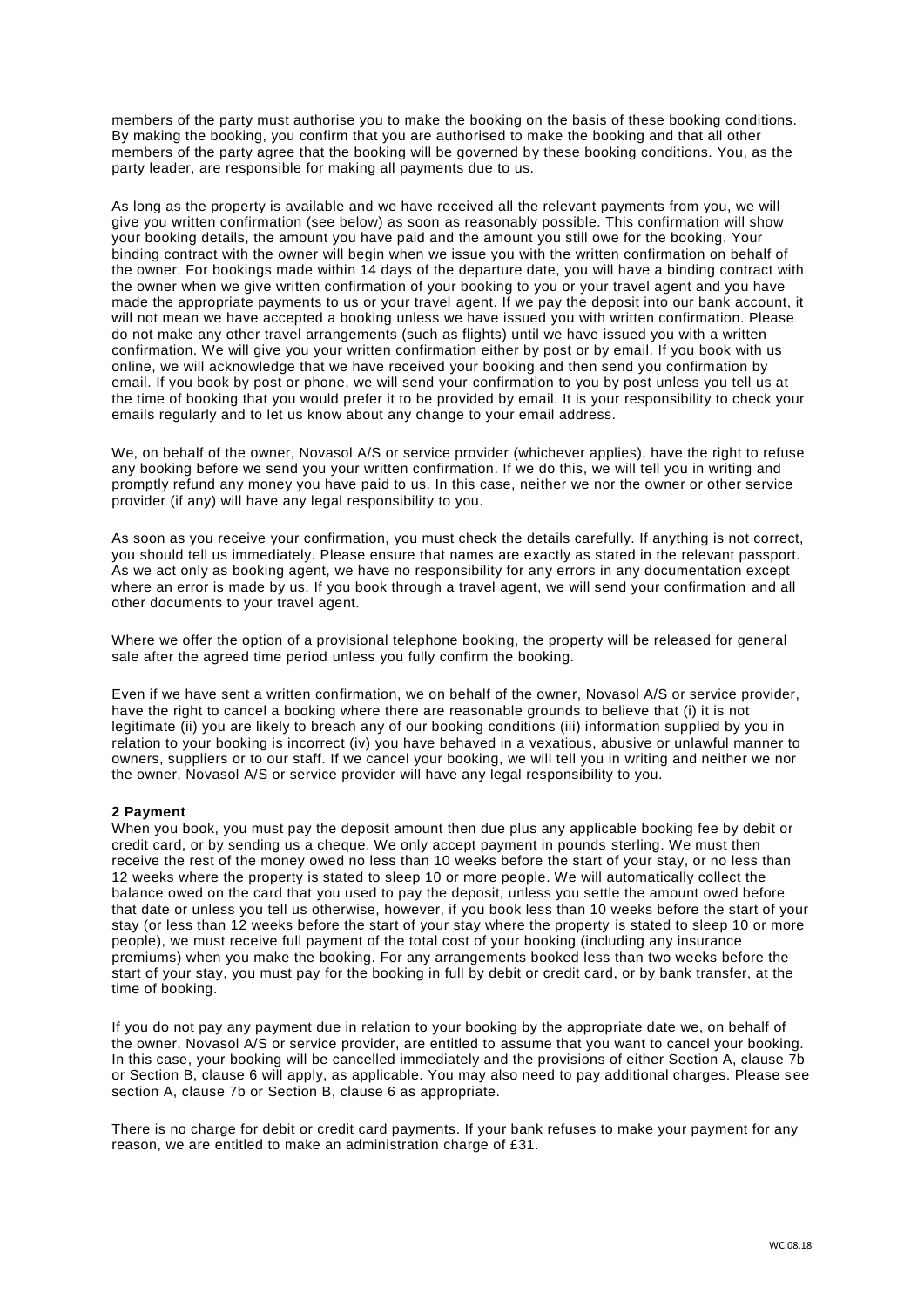members of the party must authorise you to make the booking on the basis of these booking conditions. By making the booking, you confirm that you are authorised to make the booking and that all other members of the party agree that the booking will be governed by these booking conditions. You, as the party leader, are responsible for making all payments due to us.

As long as the property is available and we have received all the relevant payments from you, we will give you written confirmation (see below) as soon as reasonably possible. This confirmation will show your booking details, the amount you have paid and the amount you still owe for the booking. Your binding contract with the owner will begin when we issue you with the written confirmation on behalf of the owner. For bookings made within 14 days of the departure date, you will have a binding contract with the owner when we give written confirmation of your booking to you or your travel agent and you have made the appropriate payments to us or your travel agent. If we pay the deposit into our bank account, it will not mean we have accepted a booking unless we have issued you with written confirmation. Please do not make any other travel arrangements (such as flights) until we have issued you with a written confirmation. We will give you your written confirmation either by post or by email. If you book with us online, we will acknowledge that we have received your booking and then send you confirmation by email. If you book by post or phone, we will send your confirmation to you by post unless you tell us at the time of booking that you would prefer it to be provided by email. It is your responsibility to check your emails regularly and to let us know about any change to your email address.

We, on behalf of the owner, Novasol A/S or service provider (whichever applies), have the right to refuse any booking before we send you your written confirmation. If we do this, we will tell you in writing and promptly refund any money you have paid to us. In this case, neither we nor the owner or other service provider (if any) will have any legal responsibility to you.

As soon as you receive your confirmation, you must check the details carefully. If anything is not correct, you should tell us immediately. Please ensure that names are exactly as stated in the relevant passport. As we act only as booking agent, we have no responsibility for any errors in any documentation except where an error is made by us. If you book through a travel agent, we will send your confirmation and all other documents to your travel agent.

Where we offer the option of a provisional telephone booking, the property will be released for general sale after the agreed time period unless you fully confirm the booking.

Even if we have sent a written confirmation, we on behalf of the owner, Novasol A/S or service provider, have the right to cancel a booking where there are reasonable grounds to believe that (i) it is not legitimate (ii) you are likely to breach any of our booking conditions (iii) information supplied by you in relation to your booking is incorrect (iv) you have behaved in a vexatious, abusive or unlawful manner to owners, suppliers or to our staff. If we cancel your booking, we will tell you in writing and neither we nor the owner, Novasol A/S or service provider will have any legal responsibility to you.

**2 Payment**

When you book, you must pay the deposit amount then due plus any applicable booking fee by debit or credit card, or by sending us a cheque. We only accept payment in pounds sterling. We must then receive the rest of the money owed no less than 10 weeks before the start of your stay, or no less than 12 weeks where the property is stated to sleep 10 or more people. We will automatically collect the balance owed on the card that you used to pay the deposit, unless you settle the amount owed before that date or unless you tell us otherwise, however, if you book less than 10 weeks before the start of your stay (or less than 12 weeks before the start of your stay where the property is stated to sleep 10 or more people), we must receive full payment of the total cost of your booking (including any insurance premiums) when you make the booking. For any arrangements booked less than two weeks before the start of your stay, you must pay for the booking in full by debit or credit card, or by bank transfer, at the time of booking.

If you do not pay any payment due in relation to your booking by the appropriate date we, on behalf of the owner, Novasol A/S or service provider, are entitled to assume that you want to cancel your booking. In this case, your booking will be cancelled immediately and the provisions of either Section A, clause 7b or Section B, clause 6 will apply, as applicable. You may also need to pay additional charges. Please see section A, clause 7b or Section B, clause 6 as appropriate.

There is no charge for debit or credit card payments. If your bank refuses to make your payment for any reason, we are entitled to make an administration charge of £31.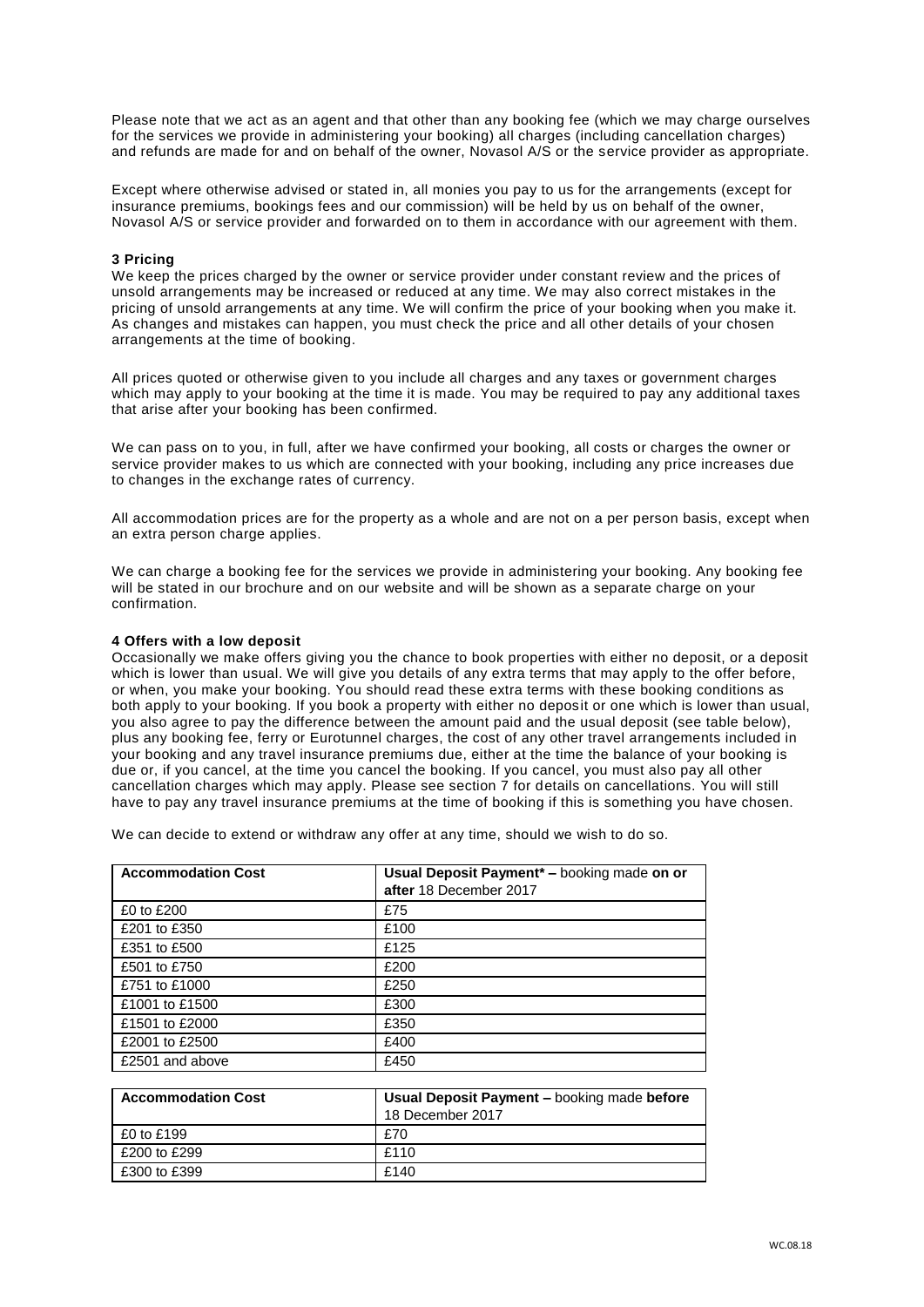Please note that we act as an agent and that other than any booking fee (which we may charge ourselves for the services we provide in administering your booking) all charges (including cancellation charges) and refunds are made for and on behalf of the owner, Novasol A/S or the service provider as appropriate.

Except where otherwise advised or stated in, all monies you pay to us for the arrangements (except for insurance premiums, bookings fees and our commission) will be held by us on behalf of the owner, Novasol A/S or service provider and forwarded on to them in accordance with our agreement with them.

**3 Pricing**

We keep the prices charged by the owner or service provider under constant review and the prices of unsold arrangements may be increased or reduced at any time. We may also correct mistakes in the pricing of unsold arrangements at any time. We will confirm the price of your booking when you make it. As changes and mistakes can happen, you must check the price and all other details of your chosen arrangements at the time of booking.

All prices quoted or otherwise given to you include all charges and any taxes or government charges which may apply to your booking at the time it is made. You may be required to pay any additional taxes that arise after your booking has been confirmed.

We can pass on to you, in full, after we have confirmed your booking, all costs or charges the owner or service provider makes to us which are connected with your booking, including any price increases due to changes in the exchange rates of currency.

All accommodation prices are for the property as a whole and are not on a per person basis, except when an extra person charge applies.

We can charge a booking fee for the services we provide in administering your booking. Any booking fee will be stated in our brochure and on our website and will be shown as a separate charge on your confirmation.

**4 Offers with a low deposit**

Occasionally we make offers giving you the chance to book properties with either no deposit, or a deposit which is lower than usual. We will give you details of any extra terms that may apply to the offer before, or when, you make your booking. You should read these extra terms with these booking conditions as both apply to your booking. If you book a property with either no deposit or one which is lower than usual, you also agree to pay the difference between the amount paid and the usual deposit (see table below), plus any booking fee, ferry or Eurotunnel charges, the cost of any other travel arrangements included in your booking and any travel insurance premiums due, either at the time the balance of your booking is due or, if you cancel, at the time you cancel the booking. If you cancel, you must also pay all other cancellation charges which may apply. Please see section 7 for details on cancellations. You will still have to pay any travel insurance premiums at the time of booking if this is something you have chosen.

We can decide to extend or withdraw any offer at any time, should we wish to do so.

| **Accommodation Cost** | **Usual Deposit Payment\* –** booking made **on or after** 18 December 2017 |
|---|---|
| £0 to £200 | £75 |
| £201 to £350 | £100 |
| £351 to £500 | £125 |
| £501 to £750 | £200 |
| £751 to £1000 | £250 |
| £1001 to £1500 | £300 |
| £1501 to £2000 | £350 |
| £2001 to £2500 | £400 |
| £2501 and above | £450 |

| **Accommodation Cost** | **Usual Deposit Payment –** booking made **before** 18 December 2017 |
|---|---|
| £0 to £199 | £70 |
| £200 to £299 | £110 |
| £300 to £399 | £140 |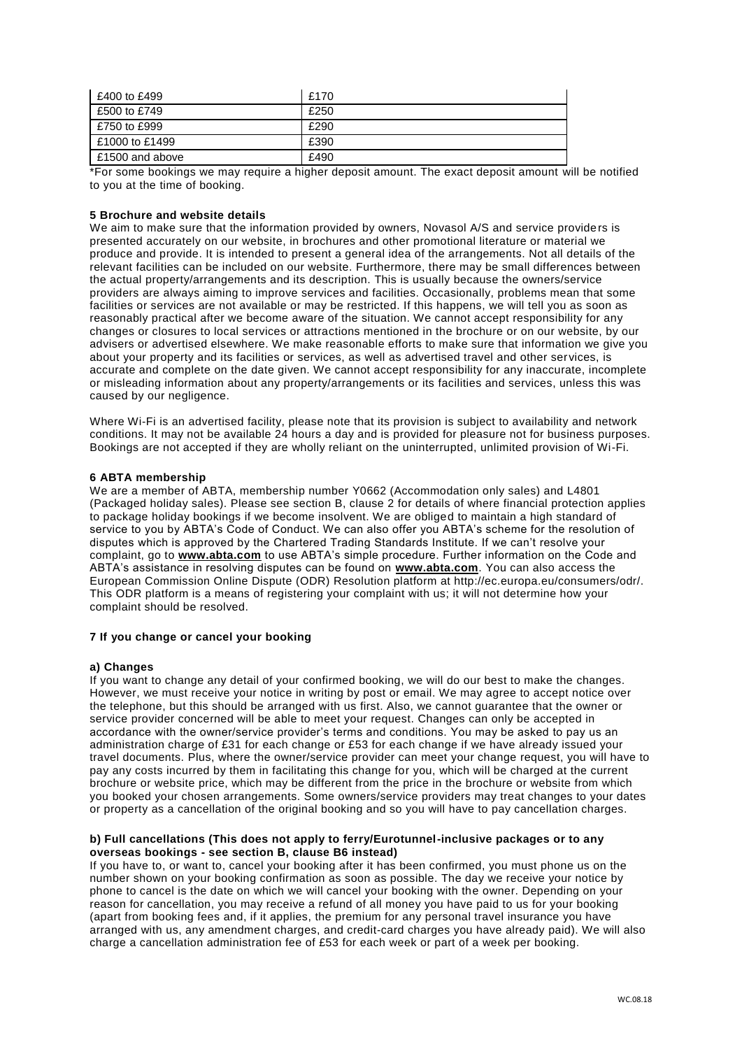| £400 to £499 | £170 |
|---|---|
| £500 to £749 | £250 |
| £750 to £999 | £290 |
| £1000 to £1499 | £390 |
| £1500 and above | £490 |

*For some bookings we may require a higher deposit amount. The exact deposit amount will be notified to you at the time of booking.

**5 Brochure and website details**

We aim to make sure that the information provided by owners, Novasol A/S and service providers is presented accurately on our website, in brochures and other promotional literature or material we produce and provide. It is intended to present a general idea of the arrangements. Not all details of the relevant facilities can be included on our website. Furthermore, there may be small differences between the actual property/arrangements and its description. This is usually because the owners/service providers are always aiming to improve services and facilities. Occasionally, problems mean that some facilities or services are not available or may be restricted. If this happens, we will tell you as soon as reasonably practical after we become aware of the situation. We cannot accept responsibility for any changes or closures to local services or attractions mentioned in the brochure or on our website, by our advisers or advertised elsewhere. We make reasonable efforts to make sure that information we give you about your property and its facilities or services, as well as advertised travel and other services, is accurate and complete on the date given. We cannot accept responsibility for any inaccurate, incomplete or misleading information about any property/arrangements or its facilities and services, unless this was caused by our negligence.

Where Wi-Fi is an advertised facility, please note that its provision is subject to availability and network conditions. It may not be available 24 hours a day and is provided for pleasure not for business purposes. Bookings are not accepted if they are wholly reliant on the uninterrupted, unlimited provision of Wi-Fi.

**6 ABTA membership**

We are a member of ABTA, membership number Y0662 (Accommodation only sales) and L4801 (Packaged holiday sales). Please see section B, clause 2 for details of where financial protection applies to package holiday bookings if we become insolvent. We are obliged to maintain a high standard of service to you by ABTA's Code of Conduct. We can also offer you ABTA's scheme for the resolution of disputes which is approved by the Chartered Trading Standards Institute. If we can't resolve your complaint, go to **www.abta.com** to use ABTA's simple procedure. Further information on the Code and ABTA's assistance in resolving disputes can be found on **www.abta.com**. You can also access the European Commission Online Dispute (ODR) Resolution platform at http://ec.europa.eu/consumers/odr/. This ODR platform is a means of registering your complaint with us; it will not determine how your complaint should be resolved.

**7 If you change or cancel your booking**

**a) Changes**

If you want to change any detail of your confirmed booking, we will do our best to make the changes. However, we must receive your notice in writing by post or email. We may agree to accept notice over the telephone, but this should be arranged with us first. Also, we cannot guarantee that the owner or service provider concerned will be able to meet your request. Changes can only be accepted in accordance with the owner/service provider's terms and conditions. You may be asked to pay us an administration charge of £31 for each change or £53 for each change if we have already issued your travel documents. Plus, where the owner/service provider can meet your change request, you will have to pay any costs incurred by them in facilitating this change for you, which will be charged at the current brochure or website price, which may be different from the price in the brochure or website from which you booked your chosen arrangements. Some owners/service providers may treat changes to your dates or property as a cancellation of the original booking and so you will have to pay cancellation charges.

**b) Full cancellations (This does not apply to ferry/Eurotunnel-inclusive packages or to any overseas bookings - see section B, clause B6 instead)**

If you have to, or want to, cancel your booking after it has been confirmed, you must phone us on the number shown on your booking confirmation as soon as possible. The day we receive your notice by phone to cancel is the date on which we will cancel your booking with the owner. Depending on your reason for cancellation, you may receive a refund of all money you have paid to us for your booking (apart from booking fees and, if it applies, the premium for any personal travel insurance you have arranged with us, any amendment charges, and credit-card charges you have already paid). We will also charge a cancellation administration fee of £53 for each week or part of a week per booking.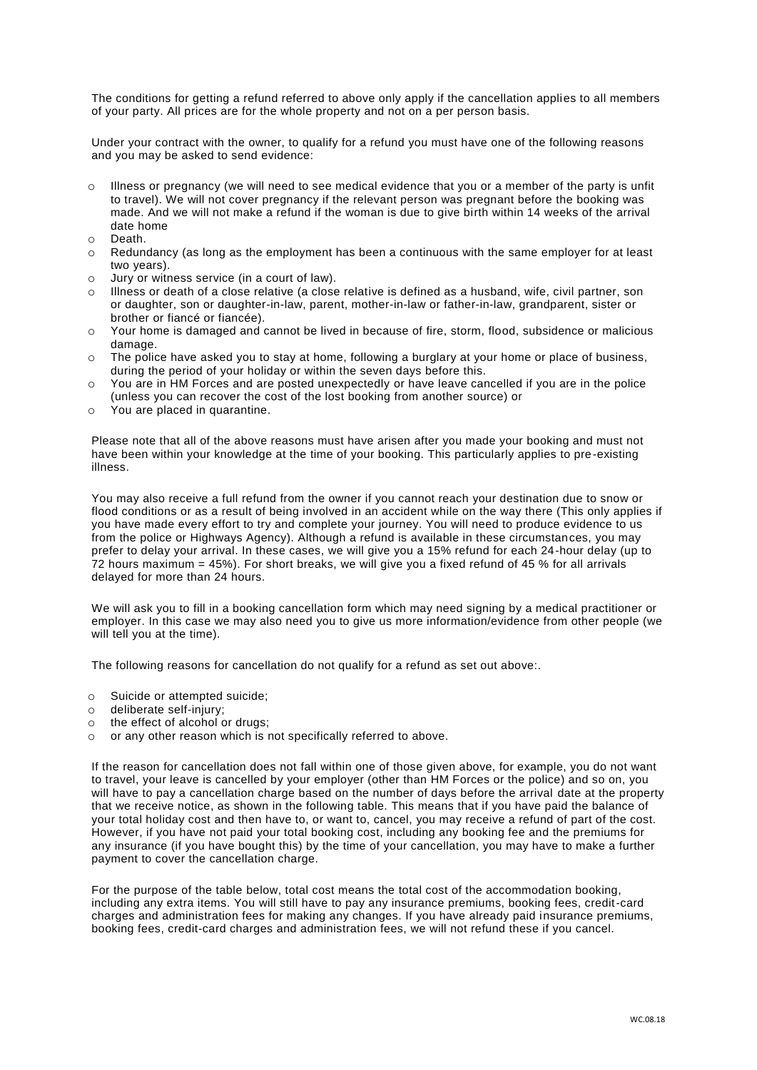The conditions for getting a refund referred to above only apply if the cancellation applies to all members of your party. All prices are for the whole property and not on a per person basis.

Under your contract with the owner, to qualify for a refund you must have one of the following reasons and you may be asked to send evidence:

- Illness or pregnancy (we will need to see medical evidence that you or a member of the party is unfit to travel). We will not cover pregnancy if the relevant person was pregnant before the booking was made. And we will not make a refund if the woman is due to give birth within 14 weeks of the arrival date home
- Death.
- Redundancy (as long as the employment has been a continuous with the same employer for at least two years).
- Jury or witness service (in a court of law).
- Illness or death of a close relative (a close relative is defined as a husband, wife, civil partner, son or daughter, son or daughter-in-law, parent, mother-in-law or father-in-law, grandparent, sister or brother or fiancé or fiancée).
- Your home is damaged and cannot be lived in because of fire, storm, flood, subsidence or malicious damage.
- The police have asked you to stay at home, following a burglary at your home or place of business, during the period of your holiday or within the seven days before this.
- You are in HM Forces and are posted unexpectedly or have leave cancelled if you are in the police (unless you can recover the cost of the lost booking from another source) or
- You are placed in quarantine.

Please note that all of the above reasons must have arisen after you made your booking and must not have been within your knowledge at the time of your booking. This particularly applies to pre-existing illness.

You may also receive a full refund from the owner if you cannot reach your destination due to snow or flood conditions or as a result of being involved in an accident while on the way there (This only applies if you have made every effort to try and complete your journey. You will need to produce evidence to us from the police or Highways Agency). Although a refund is available in these circumstances, you may prefer to delay your arrival. In these cases, we will give you a 15% refund for each 24-hour delay (up to 72 hours maximum = 45%). For short breaks, we will give you a fixed refund of 45 % for all arrivals delayed for more than 24 hours.

We will ask you to fill in a booking cancellation form which may need signing by a medical practitioner or employer. In this case we may also need you to give us more information/evidence from other people (we will tell you at the time).

The following reasons for cancellation do not qualify for a refund as set out above:.

- Suicide or attempted suicide;
- deliberate self-injury;
- the effect of alcohol or drugs;
- or any other reason which is not specifically referred to above.

If the reason for cancellation does not fall within one of those given above, for example, you do not want to travel, your leave is cancelled by your employer (other than HM Forces or the police) and so on, you will have to pay a cancellation charge based on the number of days before the arrival date at the property that we receive notice, as shown in the following table. This means that if you have paid the balance of your total holiday cost and then have to, or want to, cancel, you may receive a refund of part of the cost. However, if you have not paid your total booking cost, including any booking fee and the premiums for any insurance (if you have bought this) by the time of your cancellation, you may have to make a further payment to cover the cancellation charge.

For the purpose of the table below, total cost means the total cost of the accommodation booking, including any extra items. You will still have to pay any insurance premiums, booking fees, credit-card charges and administration fees for making any changes. If you have already paid insurance premiums, booking fees, credit-card charges and administration fees, we will not refund these if you cancel.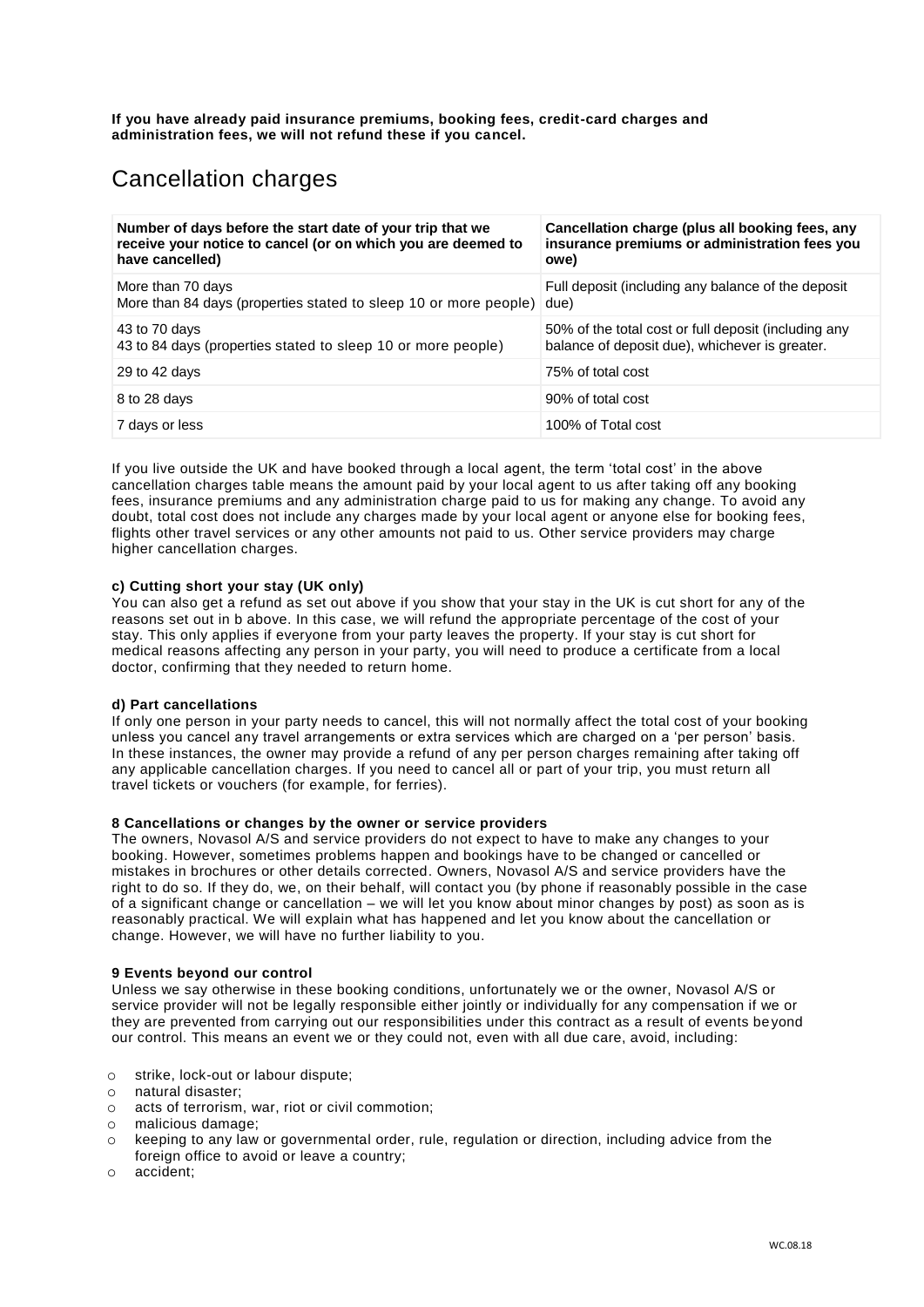**If you have already paid insurance premiums, booking fees, credit-card charges and administration fees, we will not refund these if you cancel.**

## Cancellation charges

| Number of days before the start date of your trip that we receive your notice to cancel (or on which you are deemed to have cancelled) | Cancellation charge (plus all booking fees, any insurance premiums or administration fees you owe) |
|---|---|
| More than 70 days<br>More than 84 days (properties stated to sleep 10 or more people) | Full deposit (including any balance of the deposit due) |
| 43 to 70 days<br>43 to 84 days (properties stated to sleep 10 or more people) | 50% of the total cost or full deposit (including any balance of deposit due), whichever is greater. |
| 29 to 42 days | 75% of total cost |
| 8 to 28 days | 90% of total cost |
| 7 days or less | 100% of Total cost |

If you live outside the UK and have booked through a local agent, the term 'total cost' in the above cancellation charges table means the amount paid by your local agent to us after taking off any booking fees, insurance premiums and any administration charge paid to us for making any change. To avoid any doubt, total cost does not include any charges made by your local agent or anyone else for booking fees, flights other travel services or any other amounts not paid to us. Other service providers may charge higher cancellation charges.

**c) Cutting short your stay (UK only)**
You can also get a refund as set out above if you show that your stay in the UK is cut short for any of the reasons set out in b above. In this case, we will refund the appropriate percentage of the cost of your stay. This only applies if everyone from your party leaves the property. If your stay is cut short for medical reasons affecting any person in your party, you will need to produce a certificate from a local doctor, confirming that they needed to return home.

**d) Part cancellations**
If only one person in your party needs to cancel, this will not normally affect the total cost of your booking unless you cancel any travel arrangements or extra services which are charged on a 'per person' basis. In these instances, the owner may provide a refund of any per person charges remaining after taking off any applicable cancellation charges. If you need to cancel all or part of your trip, you must return all travel tickets or vouchers (for example, for ferries).

**8 Cancellations or changes by the owner or service providers**
The owners, Novasol A/S and service providers do not expect to have to make any changes to your booking. However, sometimes problems happen and bookings have to be changed or cancelled or mistakes in brochures or other details corrected. Owners, Novasol A/S and service providers have the right to do so. If they do, we, on their behalf, will contact you (by phone if reasonably possible in the case of a significant change or cancellation – we will let you know about minor changes by post) as soon as is reasonably practical. We will explain what has happened and let you know about the cancellation or change. However, we will have no further liability to you.

**9 Events beyond our control**
Unless we say otherwise in these booking conditions, unfortunately we or the owner, Novasol A/S or service provider will not be legally responsible either jointly or individually for any compensation if we or they are prevented from carrying out our responsibilities under this contract as a result of events beyond our control. This means an event we or they could not, even with all due care, avoid, including:

- strike, lock-out or labour dispute;
- natural disaster;
- acts of terrorism, war, riot or civil commotion;
- malicious damage;
- keeping to any law or governmental order, rule, regulation or direction, including advice from the foreign office to avoid or leave a country;
- accident;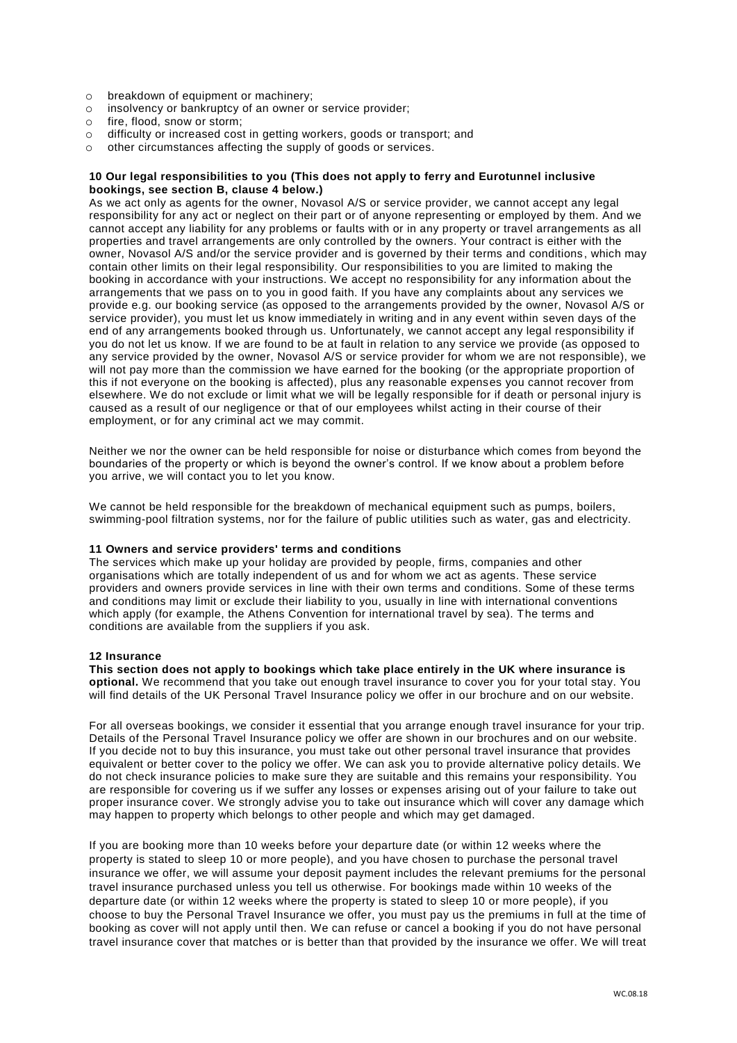- breakdown of equipment or machinery;
- insolvency or bankruptcy of an owner or service provider;
- fire, flood, snow or storm;
- difficulty or increased cost in getting workers, goods or transport; and
- other circumstances affecting the supply of goods or services.

**10 Our legal responsibilities to you (This does not apply to ferry and Eurotunnel inclusive bookings, see section B, clause 4 below.)**

As we act only as agents for the owner, Novasol A/S or service provider, we cannot accept any legal responsibility for any act or neglect on their part or of anyone representing or employed by them. And we cannot accept any liability for any problems or faults with or in any property or travel arrangements as all properties and travel arrangements are only controlled by the owners. Your contract is either with the owner, Novasol A/S and/or the service provider and is governed by their terms and conditions, which may contain other limits on their legal responsibility. Our responsibilities to you are limited to making the booking in accordance with your instructions. We accept no responsibility for any information about the arrangements that we pass on to you in good faith. If you have any complaints about any services we provide e.g. our booking service (as opposed to the arrangements provided by the owner, Novasol A/S or service provider), you must let us know immediately in writing and in any event within seven days of the end of any arrangements booked through us. Unfortunately, we cannot accept any legal responsibility if you do not let us know. If we are found to be at fault in relation to any service we provide (as opposed to any service provided by the owner, Novasol A/S or service provider for whom we are not responsible), we will not pay more than the commission we have earned for the booking (or the appropriate proportion of this if not everyone on the booking is affected), plus any reasonable expenses you cannot recover from elsewhere. We do not exclude or limit what we will be legally responsible for if death or personal injury is caused as a result of our negligence or that of our employees whilst acting in their course of their employment, or for any criminal act we may commit.

Neither we nor the owner can be held responsible for noise or disturbance which comes from beyond the boundaries of the property or which is beyond the owner's control. If we know about a problem before you arrive, we will contact you to let you know.

We cannot be held responsible for the breakdown of mechanical equipment such as pumps, boilers, swimming-pool filtration systems, nor for the failure of public utilities such as water, gas and electricity.

**11 Owners and service providers' terms and conditions**

The services which make up your holiday are provided by people, firms, companies and other organisations which are totally independent of us and for whom we act as agents. These service providers and owners provide services in line with their own terms and conditions. Some of these terms and conditions may limit or exclude their liability to you, usually in line with international conventions which apply (for example, the Athens Convention for international travel by sea). The terms and conditions are available from the suppliers if you ask.

**12 Insurance**

**This section does not apply to bookings which take place entirely in the UK where insurance is optional.** We recommend that you take out enough travel insurance to cover you for your total stay. You will find details of the UK Personal Travel Insurance policy we offer in our brochure and on our website.

For all overseas bookings, we consider it essential that you arrange enough travel insurance for your trip. Details of the Personal Travel Insurance policy we offer are shown in our brochures and on our website. If you decide not to buy this insurance, you must take out other personal travel insurance that provides equivalent or better cover to the policy we offer. We can ask you to provide alternative policy details. We do not check insurance policies to make sure they are suitable and this remains your responsibility. You are responsible for covering us if we suffer any losses or expenses arising out of your failure to take out proper insurance cover. We strongly advise you to take out insurance which will cover any damage which may happen to property which belongs to other people and which may get damaged.

If you are booking more than 10 weeks before your departure date (or within 12 weeks where the property is stated to sleep 10 or more people), and you have chosen to purchase the personal travel insurance we offer, we will assume your deposit payment includes the relevant premiums for the personal travel insurance purchased unless you tell us otherwise. For bookings made within 10 weeks of the departure date (or within 12 weeks where the property is stated to sleep 10 or more people), if you choose to buy the Personal Travel Insurance we offer, you must pay us the premiums in full at the time of booking as cover will not apply until then. We can refuse or cancel a booking if you do not have personal travel insurance cover that matches or is better than that provided by the insurance we offer. We will treat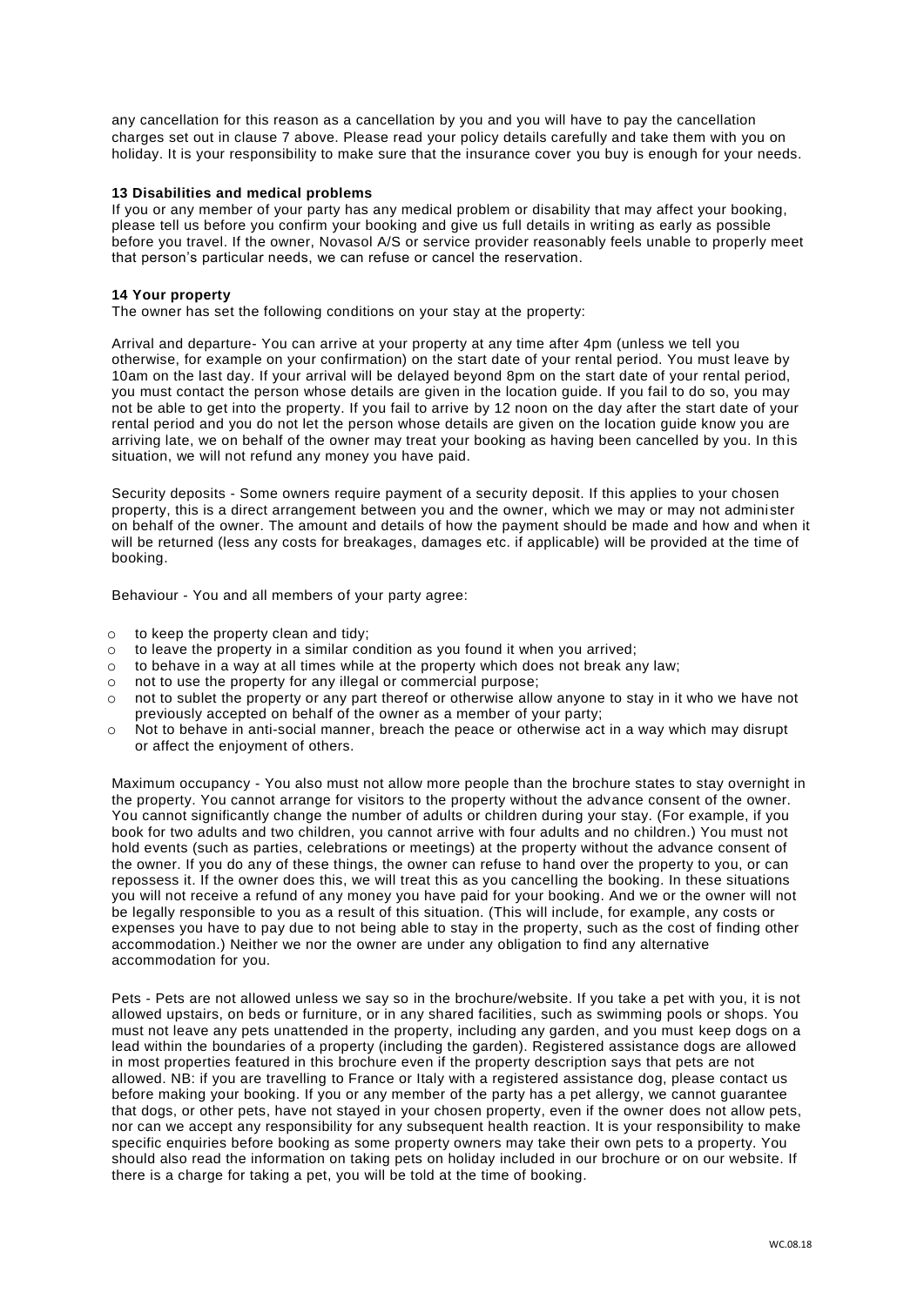any cancellation for this reason as a cancellation by you and you will have to pay the cancellation charges set out in clause 7 above. Please read your policy details carefully and take them with you on holiday. It is your responsibility to make sure that the insurance cover you buy is enough for your needs.

**13 Disabilities and medical problems**

If you or any member of your party has any medical problem or disability that may affect your booking, please tell us before you confirm your booking and give us full details in writing as early as possible before you travel. If the owner, Novasol A/S or service provider reasonably feels unable to properly meet that person's particular needs, we can refuse or cancel the reservation.

**14 Your property**

The owner has set the following conditions on your stay at the property:

Arrival and departure- You can arrive at your property at any time after 4pm (unless we tell you otherwise, for example on your confirmation) on the start date of your rental period. You must leave by 10am on the last day. If your arrival will be delayed beyond 8pm on the start date of your rental period, you must contact the person whose details are given in the location guide. If you fail to do so, you may not be able to get into the property. If you fail to arrive by 12 noon on the day after the start date of your rental period and you do not let the person whose details are given on the location guide know you are arriving late, we on behalf of the owner may treat your booking as having been cancelled by you. In this situation, we will not refund any money you have paid.

Security deposits - Some owners require payment of a security deposit. If this applies to your chosen property, this is a direct arrangement between you and the owner, which we may or may not administer on behalf of the owner. The amount and details of how the payment should be made and how and when it will be returned (less any costs for breakages, damages etc. if applicable) will be provided at the time of booking.

Behaviour - You and all members of your party agree:

- to keep the property clean and tidy;
- to leave the property in a similar condition as you found it when you arrived;
- to behave in a way at all times while at the property which does not break any law;
- not to use the property for any illegal or commercial purpose;
- not to sublet the property or any part thereof or otherwise allow anyone to stay in it who we have not previously accepted on behalf of the owner as a member of your party;
- Not to behave in anti-social manner, breach the peace or otherwise act in a way which may disrupt or affect the enjoyment of others.

Maximum occupancy - You also must not allow more people than the brochure states to stay overnight in the property. You cannot arrange for visitors to the property without the advance consent of the owner. You cannot significantly change the number of adults or children during your stay. (For example, if you book for two adults and two children, you cannot arrive with four adults and no children.) You must not hold events (such as parties, celebrations or meetings) at the property without the advance consent of the owner. If you do any of these things, the owner can refuse to hand over the property to you, or can repossess it. If the owner does this, we will treat this as you cancelling the booking. In these situations you will not receive a refund of any money you have paid for your booking. And we or the owner will not be legally responsible to you as a result of this situation. (This will include, for example, any costs or expenses you have to pay due to not being able to stay in the property, such as the cost of finding other accommodation.) Neither we nor the owner are under any obligation to find any alternative accommodation for you.

Pets - Pets are not allowed unless we say so in the brochure/website. If you take a pet with you, it is not allowed upstairs, on beds or furniture, or in any shared facilities, such as swimming pools or shops. You must not leave any pets unattended in the property, including any garden, and you must keep dogs on a lead within the boundaries of a property (including the garden). Registered assistance dogs are allowed in most properties featured in this brochure even if the property description says that pets are not allowed. NB: if you are travelling to France or Italy with a registered assistance dog, please contact us before making your booking. If you or any member of the party has a pet allergy, we cannot guarantee that dogs, or other pets, have not stayed in your chosen property, even if the owner does not allow pets, nor can we accept any responsibility for any subsequent health reaction. It is your responsibility to make specific enquiries before booking as some property owners may take their own pets to a property. You should also read the information on taking pets on holiday included in our brochure or on our website. If there is a charge for taking a pet, you will be told at the time of booking.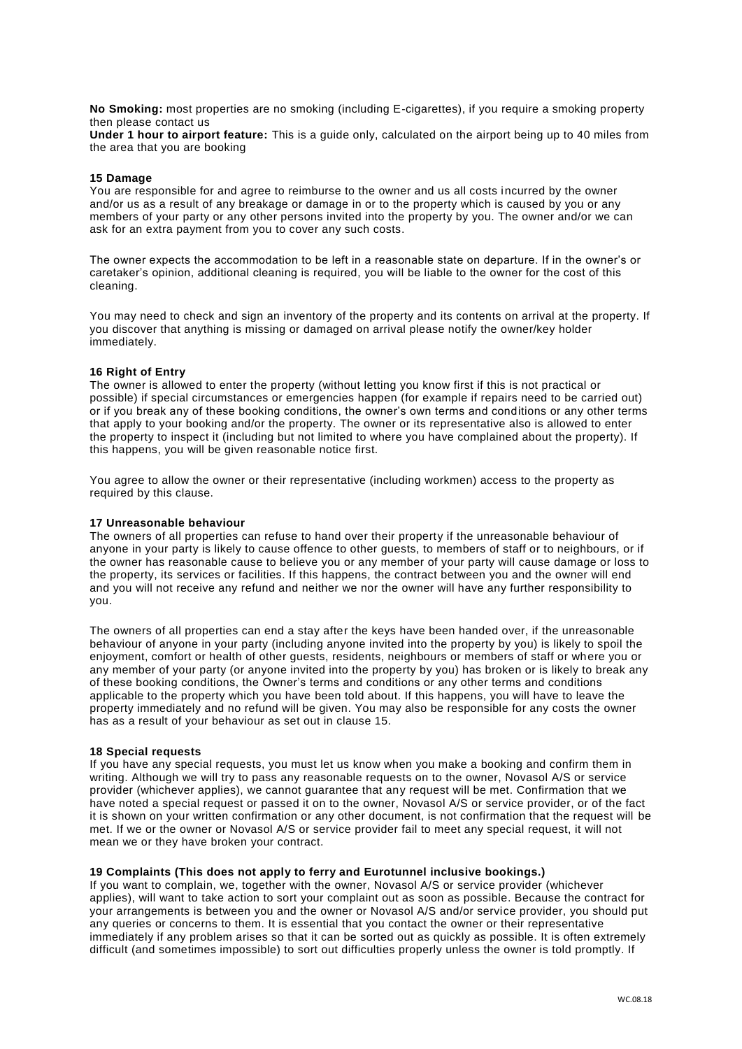**No Smoking:** most properties are no smoking (including E-cigarettes), if you require a smoking property then please contact us

**Under 1 hour to airport feature:** This is a guide only, calculated on the airport being up to 40 miles from the area that you are booking

**15 Damage**

You are responsible for and agree to reimburse to the owner and us all costs incurred by the owner and/or us as a result of any breakage or damage in or to the property which is caused by you or any members of your party or any other persons invited into the property by you. The owner and/or we can ask for an extra payment from you to cover any such costs.

The owner expects the accommodation to be left in a reasonable state on departure. If in the owner's or caretaker's opinion, additional cleaning is required, you will be liable to the owner for the cost of this cleaning.

You may need to check and sign an inventory of the property and its contents on arrival at the property. If you discover that anything is missing or damaged on arrival please notify the owner/key holder immediately.

**16 Right of Entry**

The owner is allowed to enter the property (without letting you know first if this is not practical or possible) if special circumstances or emergencies happen (for example if repairs need to be carried out) or if you break any of these booking conditions, the owner's own terms and conditions or any other terms that apply to your booking and/or the property. The owner or its representative also is allowed to enter the property to inspect it (including but not limited to where you have complained about the property). If this happens, you will be given reasonable notice first.

You agree to allow the owner or their representative (including workmen) access to the property as required by this clause.

**17 Unreasonable behaviour**

The owners of all properties can refuse to hand over their property if the unreasonable behaviour of anyone in your party is likely to cause offence to other guests, to members of staff or to neighbours, or if the owner has reasonable cause to believe you or any member of your party will cause damage or loss to the property, its services or facilities. If this happens, the contract between you and the owner will end and you will not receive any refund and neither we nor the owner will have any further responsibility to you.

The owners of all properties can end a stay after the keys have been handed over, if the unreasonable behaviour of anyone in your party (including anyone invited into the property by you) is likely to spoil the enjoyment, comfort or health of other guests, residents, neighbours or members of staff or where you or any member of your party (or anyone invited into the property by you) has broken or is likely to break any of these booking conditions, the Owner's terms and conditions or any other terms and conditions applicable to the property which you have been told about. If this happens, you will have to leave the property immediately and no refund will be given. You may also be responsible for any costs the owner has as a result of your behaviour as set out in clause 15.

**18 Special requests**

If you have any special requests, you must let us know when you make a booking and confirm them in writing. Although we will try to pass any reasonable requests on to the owner, Novasol A/S or service provider (whichever applies), we cannot guarantee that any request will be met. Confirmation that we have noted a special request or passed it on to the owner, Novasol A/S or service provider, or of the fact it is shown on your written confirmation or any other document, is not confirmation that the request will be met. If we or the owner or Novasol A/S or service provider fail to meet any special request, it will not mean we or they have broken your contract.

**19 Complaints (This does not apply to ferry and Eurotunnel inclusive bookings.)**

If you want to complain, we, together with the owner, Novasol A/S or service provider (whichever applies), will want to take action to sort your complaint out as soon as possible. Because the contract for your arrangements is between you and the owner or Novasol A/S and/or service provider, you should put any queries or concerns to them. It is essential that you contact the owner or their representative immediately if any problem arises so that it can be sorted out as quickly as possible. It is often extremely difficult (and sometimes impossible) to sort out difficulties properly unless the owner is told promptly. If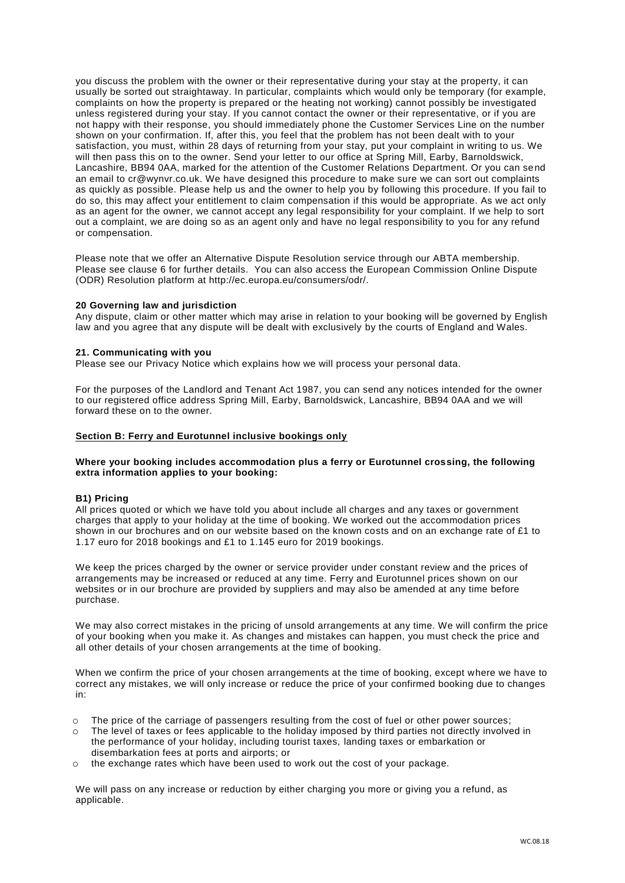you discuss the problem with the owner or their representative during your stay at the property, it can usually be sorted out straightaway. In particular, complaints which would only be temporary (for example, complaints on how the property is prepared or the heating not working) cannot possibly be investigated unless registered during your stay. If you cannot contact the owner or their representative, or if you are not happy with their response, you should immediately phone the Customer Services Line on the number shown on your confirmation. If, after this, you feel that the problem has not been dealt with to your satisfaction, you must, within 28 days of returning from your stay, put your complaint in writing to us. We will then pass this on to the owner. Send your letter to our office at Spring Mill, Earby, Barnoldswick, Lancashire, BB94 0AA, marked for the attention of the Customer Relations Department. Or you can send an email to cr@wynvr.co.uk. We have designed this procedure to make sure we can sort out complaints as quickly as possible. Please help us and the owner to help you by following this procedure. If you fail to do so, this may affect your entitlement to claim compensation if this would be appropriate. As we act only as an agent for the owner, we cannot accept any legal responsibility for your complaint. If we help to sort out a complaint, we are doing so as an agent only and have no legal responsibility to you for any refund or compensation.

Please note that we offer an Alternative Dispute Resolution service through our ABTA membership. Please see clause 6 for further details. You can also access the European Commission Online Dispute (ODR) Resolution platform at http://ec.europa.eu/consumers/odr/.

**20 Governing law and jurisdiction**
Any dispute, claim or other matter which may arise in relation to your booking will be governed by English law and you agree that any dispute will be dealt with exclusively by the courts of England and Wales.

**21. Communicating with you**
Please see our Privacy Notice which explains how we will process your personal data.

For the purposes of the Landlord and Tenant Act 1987, you can send any notices intended for the owner to our registered office address Spring Mill, Earby, Barnoldswick, Lancashire, BB94 0AA and we will forward these on to the owner.

**Section B: Ferry and Eurotunnel inclusive bookings only**

**Where your booking includes accommodation plus a ferry or Eurotunnel crossing, the following extra information applies to your booking:**

**B1) Pricing**
All prices quoted or which we have told you about include all charges and any taxes or government charges that apply to your holiday at the time of booking. We worked out the accommodation prices shown in our brochures and on our website based on the known costs and on an exchange rate of £1 to 1.17 euro for 2018 bookings and £1 to 1.145 euro for 2019 bookings.

We keep the prices charged by the owner or service provider under constant review and the prices of arrangements may be increased or reduced at any time. Ferry and Eurotunnel prices shown on our websites or in our brochure are provided by suppliers and may also be amended at any time before purchase.

We may also correct mistakes in the pricing of unsold arrangements at any time. We will confirm the price of your booking when you make it. As changes and mistakes can happen, you must check the price and all other details of your chosen arrangements at the time of booking.

When we confirm the price of your chosen arrangements at the time of booking, except where we have to correct any mistakes, we will only increase or reduce the price of your confirmed booking due to changes in:

- The price of the carriage of passengers resulting from the cost of fuel or other power sources;
- The level of taxes or fees applicable to the holiday imposed by third parties not directly involved in the performance of your holiday, including tourist taxes, landing taxes or embarkation or disembarkation fees at ports and airports; or
- the exchange rates which have been used to work out the cost of your package.

We will pass on any increase or reduction by either charging you more or giving you a refund, as applicable.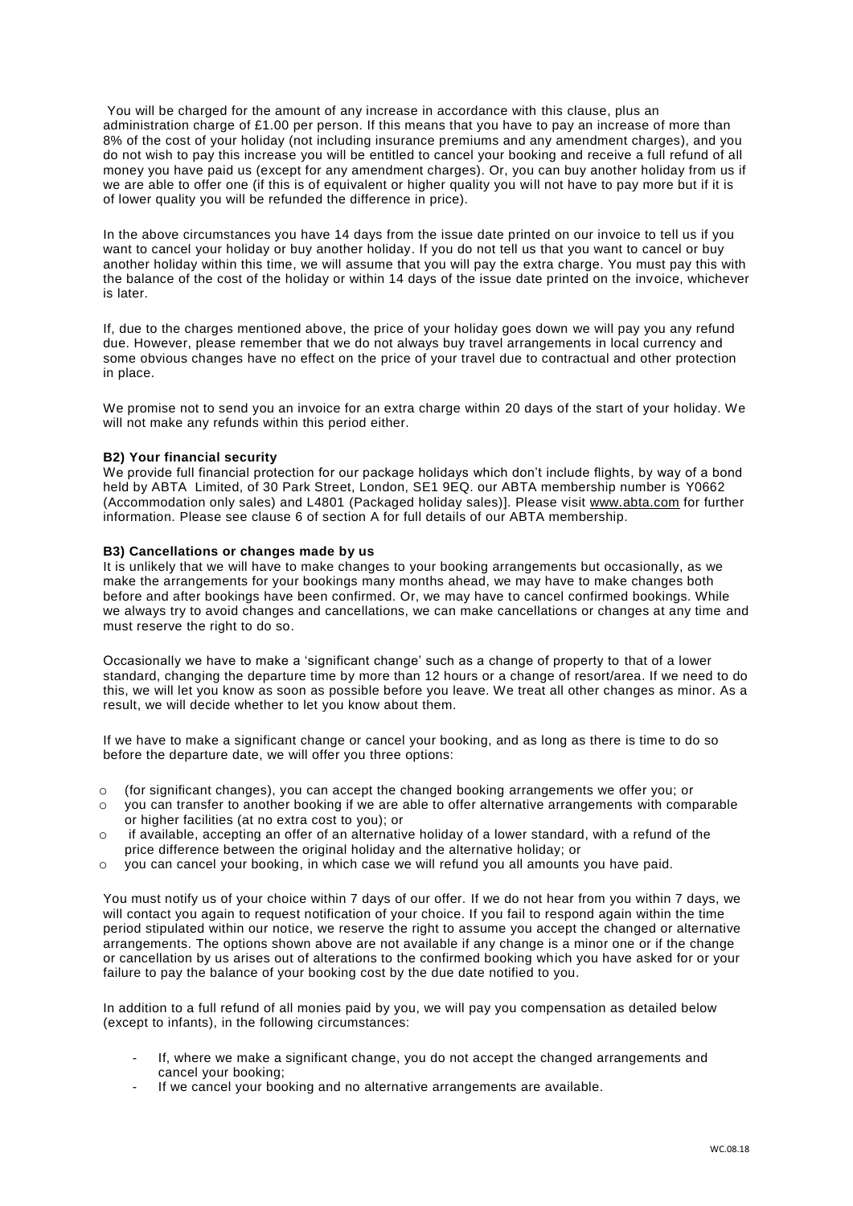You will be charged for the amount of any increase in accordance with this clause, plus an administration charge of £1.00 per person. If this means that you have to pay an increase of more than 8% of the cost of your holiday (not including insurance premiums and any amendment charges), and you do not wish to pay this increase you will be entitled to cancel your booking and receive a full refund of all money you have paid us (except for any amendment charges). Or, you can buy another holiday from us if we are able to offer one (if this is of equivalent or higher quality you will not have to pay more but if it is of lower quality you will be refunded the difference in price).

In the above circumstances you have 14 days from the issue date printed on our invoice to tell us if you want to cancel your holiday or buy another holiday. If you do not tell us that you want to cancel or buy another holiday within this time, we will assume that you will pay the extra charge. You must pay this with the balance of the cost of the holiday or within 14 days of the issue date printed on the invoice, whichever is later.

If, due to the charges mentioned above, the price of your holiday goes down we will pay you any refund due. However, please remember that we do not always buy travel arrangements in local currency and some obvious changes have no effect on the price of your travel due to contractual and other protection in place.

We promise not to send you an invoice for an extra charge within 20 days of the start of your holiday. We will not make any refunds within this period either.

**B2) Your financial security**
We provide full financial protection for our package holidays which don't include flights, by way of a bond held by ABTA Limited, of 30 Park Street, London, SE1 9EQ. our ABTA membership number is Y0662 (Accommodation only sales) and L4801 (Packaged holiday sales)]. Please visit www.abta.com for further information. Please see clause 6 of section A for full details of our ABTA membership.

**B3) Cancellations or changes made by us**
It is unlikely that we will have to make changes to your booking arrangements but occasionally, as we make the arrangements for your bookings many months ahead, we may have to make changes both before and after bookings have been confirmed. Or, we may have to cancel confirmed bookings. While we always try to avoid changes and cancellations, we can make cancellations or changes at any time and must reserve the right to do so.

Occasionally we have to make a 'significant change' such as a change of property to that of a lower standard, changing the departure time by more than 12 hours or a change of resort/area. If we need to do this, we will let you know as soon as possible before you leave. We treat all other changes as minor. As a result, we will decide whether to let you know about them.

If we have to make a significant change or cancel your booking, and as long as there is time to do so before the departure date, we will offer you three options:

- (for significant changes), you can accept the changed booking arrangements we offer you; or
- you can transfer to another booking if we are able to offer alternative arrangements with comparable or higher facilities (at no extra cost to you); or
- if available, accepting an offer of an alternative holiday of a lower standard, with a refund of the price difference between the original holiday and the alternative holiday; or
- you can cancel your booking, in which case we will refund you all amounts you have paid.

You must notify us of your choice within 7 days of our offer. If we do not hear from you within 7 days, we will contact you again to request notification of your choice. If you fail to respond again within the time period stipulated within our notice, we reserve the right to assume you accept the changed or alternative arrangements. The options shown above are not available if any change is a minor one or if the change or cancellation by us arises out of alterations to the confirmed booking which you have asked for or your failure to pay the balance of your booking cost by the due date notified to you.

In addition to a full refund of all monies paid by you, we will pay you compensation as detailed below (except to infants), in the following circumstances:

- If, where we make a significant change, you do not accept the changed arrangements and cancel your booking;
- If we cancel your booking and no alternative arrangements are available.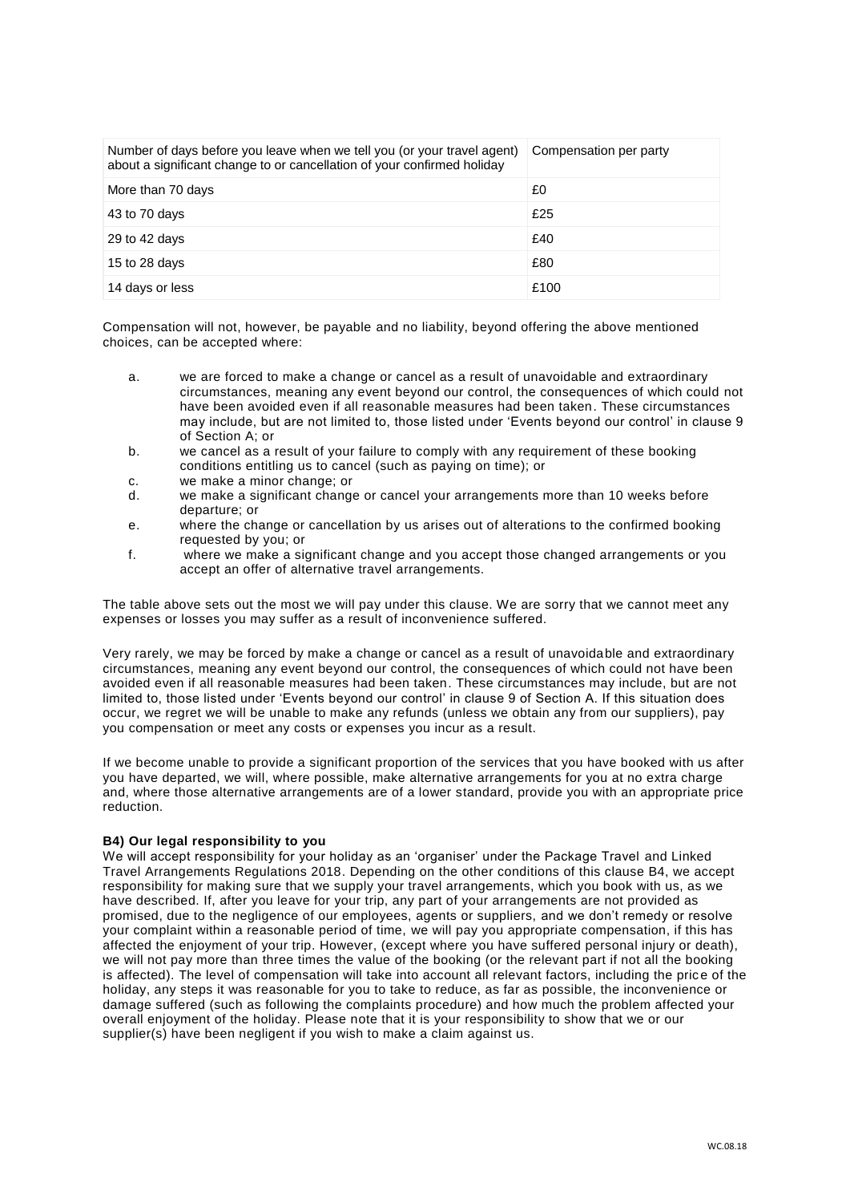| Number of days before you leave when we tell you (or your travel agent) about a significant change to or cancellation of your confirmed holiday | Compensation per party |
|---|---|
| More than 70 days | £0 |
| 43 to 70 days | £25 |
| 29 to 42 days | £40 |
| 15 to 28 days | £80 |
| 14 days or less | £100 |

Compensation will not, however, be payable and no liability, beyond offering the above mentioned choices, can be accepted where:

a. we are forced to make a change or cancel as a result of unavoidable and extraordinary circumstances, meaning any event beyond our control, the consequences of which could not have been avoided even if all reasonable measures had been taken. These circumstances may include, but are not limited to, those listed under 'Events beyond our control' in clause 9 of Section A; or
b. we cancel as a result of your failure to comply with any requirement of these booking conditions entitling us to cancel (such as paying on time); or
c. we make a minor change; or
d. we make a significant change or cancel your arrangements more than 10 weeks before departure; or
e. where the change or cancellation by us arises out of alterations to the confirmed booking requested by you; or
f. where we make a significant change and you accept those changed arrangements or you accept an offer of alternative travel arrangements.

The table above sets out the most we will pay under this clause. We are sorry that we cannot meet any expenses or losses you may suffer as a result of inconvenience suffered.

Very rarely, we may be forced by make a change or cancel as a result of unavoidable and extraordinary circumstances, meaning any event beyond our control, the consequences of which could not have been avoided even if all reasonable measures had been taken. These circumstances may include, but are not limited to, those listed under 'Events beyond our control' in clause 9 of Section A. If this situation does occur, we regret we will be unable to make any refunds (unless we obtain any from our suppliers), pay you compensation or meet any costs or expenses you incur as a result.

If we become unable to provide a significant proportion of the services that you have booked with us after you have departed, we will, where possible, make alternative arrangements for you at no extra charge and, where those alternative arrangements are of a lower standard, provide you with an appropriate price reduction.

**B4) Our legal responsibility to you**

We will accept responsibility for your holiday as an 'organiser' under the Package Travel and Linked Travel Arrangements Regulations 2018. Depending on the other conditions of this clause B4, we accept responsibility for making sure that we supply your travel arrangements, which you book with us, as we have described. If, after you leave for your trip, any part of your arrangements are not provided as promised, due to the negligence of our employees, agents or suppliers, and we don't remedy or resolve your complaint within a reasonable period of time, we will pay you appropriate compensation, if this has affected the enjoyment of your trip. However, (except where you have suffered personal injury or death), we will not pay more than three times the value of the booking (or the relevant part if not all the booking is affected). The level of compensation will take into account all relevant factors, including the price of the holiday, any steps it was reasonable for you to take to reduce, as far as possible, the inconvenience or damage suffered (such as following the complaints procedure) and how much the problem affected your overall enjoyment of the holiday. Please note that it is your responsibility to show that we or our supplier(s) have been negligent if you wish to make a claim against us.

WC.08.18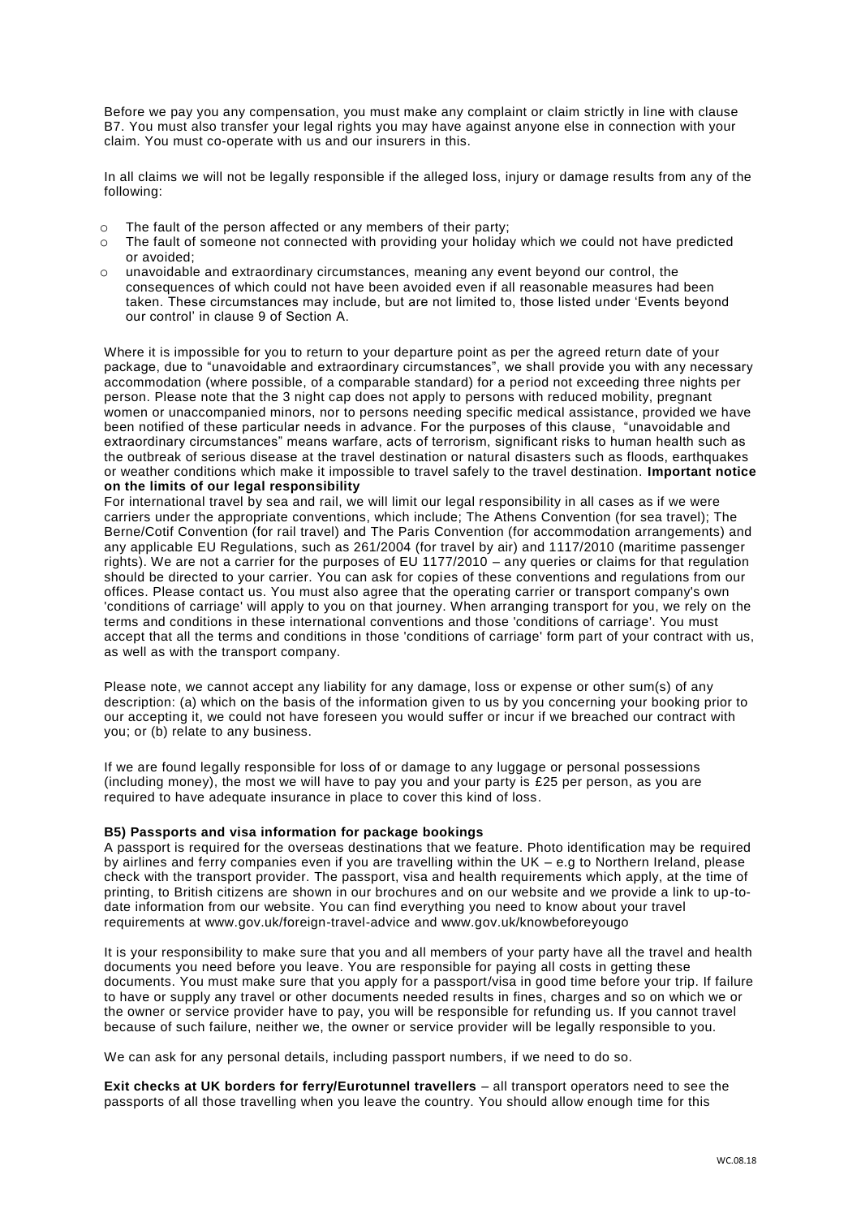Before we pay you any compensation, you must make any complaint or claim strictly in line with clause B7. You must also transfer your legal rights you may have against anyone else in connection with your claim. You must co-operate with us and our insurers in this.

In all claims we will not be legally responsible if the alleged loss, injury or damage results from any of the following:

- The fault of the person affected or any members of their party;
- The fault of someone not connected with providing your holiday which we could not have predicted or avoided;
- unavoidable and extraordinary circumstances, meaning any event beyond our control, the consequences of which could not have been avoided even if all reasonable measures had been taken. These circumstances may include, but are not limited to, those listed under 'Events beyond our control' in clause 9 of Section A.

Where it is impossible for you to return to your departure point as per the agreed return date of your package, due to "unavoidable and extraordinary circumstances", we shall provide you with any necessary accommodation (where possible, of a comparable standard) for a period not exceeding three nights per person. Please note that the 3 night cap does not apply to persons with reduced mobility, pregnant women or unaccompanied minors, nor to persons needing specific medical assistance, provided we have been notified of these particular needs in advance. For the purposes of this clause, "unavoidable and extraordinary circumstances" means warfare, acts of terrorism, significant risks to human health such as the outbreak of serious disease at the travel destination or natural disasters such as floods, earthquakes or weather conditions which make it impossible to travel safely to the travel destination. **Important notice on the limits of our legal responsibility**

For international travel by sea and rail, we will limit our legal responsibility in all cases as if we were carriers under the appropriate conventions, which include; The Athens Convention (for sea travel); The Berne/Cotif Convention (for rail travel) and The Paris Convention (for accommodation arrangements) and any applicable EU Regulations, such as 261/2004 (for travel by air) and 1117/2010 (maritime passenger rights). We are not a carrier for the purposes of EU 1177/2010 – any queries or claims for that regulation should be directed to your carrier. You can ask for copies of these conventions and regulations from our offices. Please contact us. You must also agree that the operating carrier or transport company's own 'conditions of carriage' will apply to you on that journey. When arranging transport for you, we rely on the terms and conditions in these international conventions and those 'conditions of carriage'. You must accept that all the terms and conditions in those 'conditions of carriage' form part of your contract with us, as well as with the transport company.

Please note, we cannot accept any liability for any damage, loss or expense or other sum(s) of any description: (a) which on the basis of the information given to us by you concerning your booking prior to our accepting it, we could not have foreseen you would suffer or incur if we breached our contract with you; or (b) relate to any business.

If we are found legally responsible for loss of or damage to any luggage or personal possessions (including money), the most we will have to pay you and your party is £25 per person, as you are required to have adequate insurance in place to cover this kind of loss.

**B5) Passports and visa information for package bookings**

A passport is required for the overseas destinations that we feature. Photo identification may be required by airlines and ferry companies even if you are travelling within the UK – e.g to Northern Ireland, please check with the transport provider. The passport, visa and health requirements which apply, at the time of printing, to British citizens are shown in our brochures and on our website and we provide a link to up-to-date information from our website. You can find everything you need to know about your travel requirements at www.gov.uk/foreign-travel-advice and www.gov.uk/knowbeforeyougo

It is your responsibility to make sure that you and all members of your party have all the travel and health documents you need before you leave. You are responsible for paying all costs in getting these documents. You must make sure that you apply for a passport/visa in good time before your trip. If failure to have or supply any travel or other documents needed results in fines, charges and so on which we or the owner or service provider have to pay, you will be responsible for refunding us. If you cannot travel because of such failure, neither we, the owner or service provider will be legally responsible to you.

We can ask for any personal details, including passport numbers, if we need to do so.

**Exit checks at UK borders for ferry/Eurotunnel travellers** – all transport operators need to see the passports of all those travelling when you leave the country. You should allow enough time for this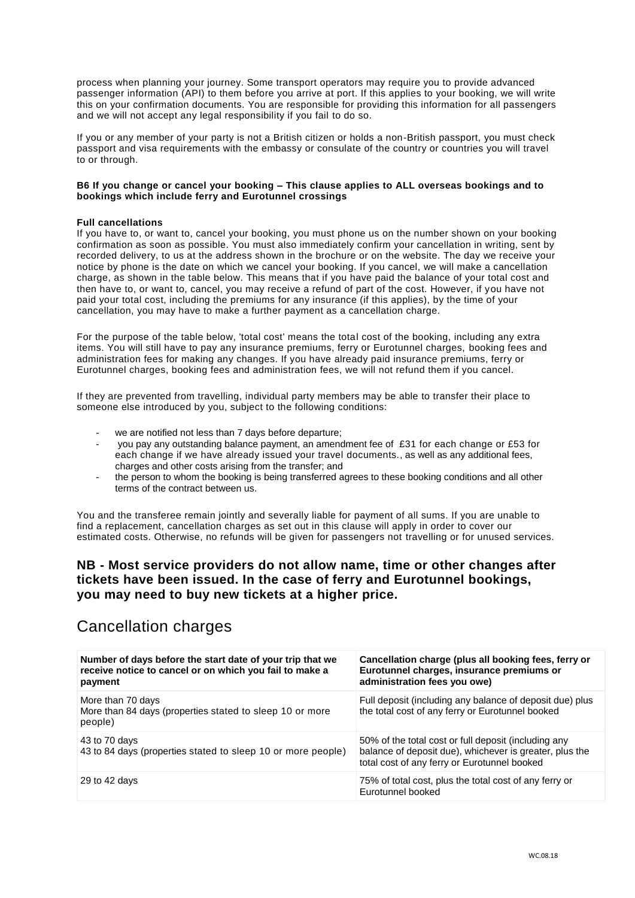process when planning your journey. Some transport operators may require you to provide advanced passenger information (API) to them before you arrive at port. If this applies to your booking, we will write this on your confirmation documents. You are responsible for providing this information for all passengers and we will not accept any legal responsibility if you fail to do so.

If you or any member of your party is not a British citizen or holds a non-British passport, you must check passport and visa requirements with the embassy or consulate of the country or countries you will travel to or through.

**B6 If you change or cancel your booking – This clause applies to ALL overseas bookings and to bookings which include ferry and Eurotunnel crossings**

**Full cancellations**

If you have to, or want to, cancel your booking, you must phone us on the number shown on your booking confirmation as soon as possible. You must also immediately confirm your cancellation in writing, sent by recorded delivery, to us at the address shown in the brochure or on the website. The day we receive your notice by phone is the date on which we cancel your booking. If you cancel, we will make a cancellation charge, as shown in the table below. This means that if you have paid the balance of your total cost and then have to, or want to, cancel, you may receive a refund of part of the cost. However, if you have not paid your total cost, including the premiums for any insurance (if this applies), by the time of your cancellation, you may have to make a further payment as a cancellation charge.

For the purpose of the table below, 'total cost' means the total cost of the booking, including any extra items. You will still have to pay any insurance premiums, ferry or Eurotunnel charges, booking fees and administration fees for making any changes. If you have already paid insurance premiums, ferry or Eurotunnel charges, booking fees and administration fees, we will not refund them if you cancel.

If they are prevented from travelling, individual party members may be able to transfer their place to someone else introduced by you, subject to the following conditions:

- we are notified not less than 7 days before departure;
- you pay any outstanding balance payment, an amendment fee of £31 for each change or £53 for each change if we have already issued your travel documents., as well as any additional fees, charges and other costs arising from the transfer; and
- the person to whom the booking is being transferred agrees to these booking conditions and all other terms of the contract between us.

You and the transferee remain jointly and severally liable for payment of all sums. If you are unable to find a replacement, cancellation charges as set out in this clause will apply in order to cover our estimated costs. Otherwise, no refunds will be given for passengers not travelling or for unused services.

### NB - Most service providers do not allow name, time or other changes after tickets have been issued. In the case of ferry and Eurotunnel bookings, you may need to buy new tickets at a higher price.

## Cancellation charges

| Number of days before the start date of your trip that we receive notice to cancel or on which you fail to make a payment | Cancellation charge (plus all booking fees, ferry or Eurotunnel charges, insurance premiums or administration fees you owe) |
|---|---|
| More than 70 days<br>More than 84 days (properties stated to sleep 10 or more people) | Full deposit (including any balance of deposit due) plus the total cost of any ferry or Eurotunnel booked |
| 43 to 70 days<br>43 to 84 days (properties stated to sleep 10 or more people) | 50% of the total cost or full deposit (including any balance of deposit due), whichever is greater, plus the total cost of any ferry or Eurotunnel booked |
| 29 to 42 days | 75% of total cost, plus the total cost of any ferry or Eurotunnel booked |

WC.08.18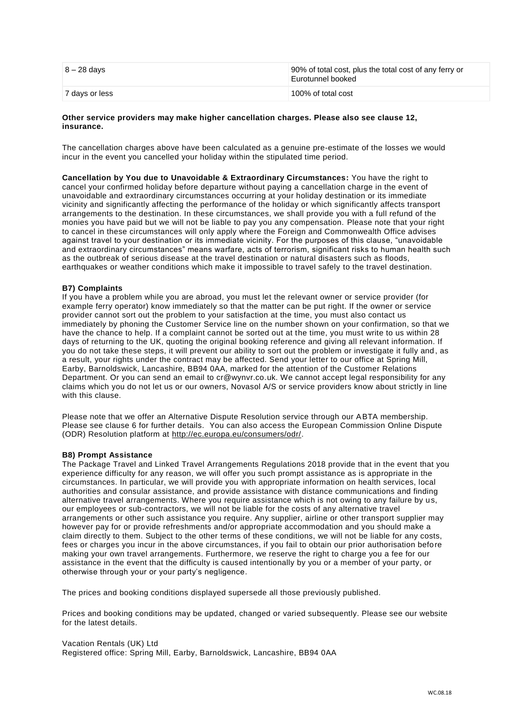| 8 – 28 days | 90% of total cost, plus the total cost of any ferry or Eurotunnel booked |
|---|---|
| 7 days or less | 100% of total cost |

**Other service providers may make higher cancellation charges. Please also see clause 12, insurance.**

The cancellation charges above have been calculated as a genuine pre-estimate of the losses we would incur in the event you cancelled your holiday within the stipulated time period.

**Cancellation by You due to Unavoidable & Extraordinary Circumstances:** You have the right to cancel your confirmed holiday before departure without paying a cancellation charge in the event of unavoidable and extraordinary circumstances occurring at your holiday destination or its immediate vicinity and significantly affecting the performance of the holiday or which significantly affects transport arrangements to the destination. In these circumstances, we shall provide you with a full refund of the monies you have paid but we will not be liable to pay you any compensation. Please note that your right to cancel in these circumstances will only apply where the Foreign and Commonwealth Office advises against travel to your destination or its immediate vicinity. For the purposes of this clause, "unavoidable and extraordinary circumstances" means warfare, acts of terrorism, significant risks to human health such as the outbreak of serious disease at the travel destination or natural disasters such as floods, earthquakes or weather conditions which make it impossible to travel safely to the travel destination.

**B7) Complaints**

If you have a problem while you are abroad, you must let the relevant owner or service provider (for example ferry operator) know immediately so that the matter can be put right. If the owner or service provider cannot sort out the problem to your satisfaction at the time, you must also contact us immediately by phoning the Customer Service line on the number shown on your confirmation, so that we have the chance to help. If a complaint cannot be sorted out at the time, you must write to us within 28 days of returning to the UK, quoting the original booking reference and giving all relevant information. If you do not take these steps, it will prevent our ability to sort out the problem or investigate it fully and, as a result, your rights under the contract may be affected. Send your letter to our office at Spring Mill, Earby, Barnoldswick, Lancashire, BB94 0AA, marked for the attention of the Customer Relations Department. Or you can send an email to cr@wynvr.co.uk. We cannot accept legal responsibility for any claims which you do not let us or our owners, Novasol A/S or service providers know about strictly in line with this clause.

Please note that we offer an Alternative Dispute Resolution service through our ABTA membership. Please see clause 6 for further details. You can also access the European Commission Online Dispute (ODR) Resolution platform at http://ec.europa.eu/consumers/odr/.

**B8) Prompt Assistance**

The Package Travel and Linked Travel Arrangements Regulations 2018 provide that in the event that you experience difficulty for any reason, we will offer you such prompt assistance as is appropriate in the circumstances. In particular, we will provide you with appropriate information on health services, local authorities and consular assistance, and provide assistance with distance communications and finding alternative travel arrangements. Where you require assistance which is not owing to any failure by us, our employees or sub-contractors, we will not be liable for the costs of any alternative travel arrangements or other such assistance you require. Any supplier, airline or other transport supplier may however pay for or provide refreshments and/or appropriate accommodation and you should make a claim directly to them. Subject to the other terms of these conditions, we will not be liable for any costs, fees or charges you incur in the above circumstances, if you fail to obtain our prior authorisation before making your own travel arrangements. Furthermore, we reserve the right to charge you a fee for our assistance in the event that the difficulty is caused intentionally by you or a member of your party, or otherwise through your or your party's negligence.

The prices and booking conditions displayed supersede all those previously published.

Prices and booking conditions may be updated, changed or varied subsequently. Please see our website for the latest details.

Vacation Rentals (UK) Ltd
Registered office: Spring Mill, Earby, Barnoldswick, Lancashire, BB94 0AA

WC.08.18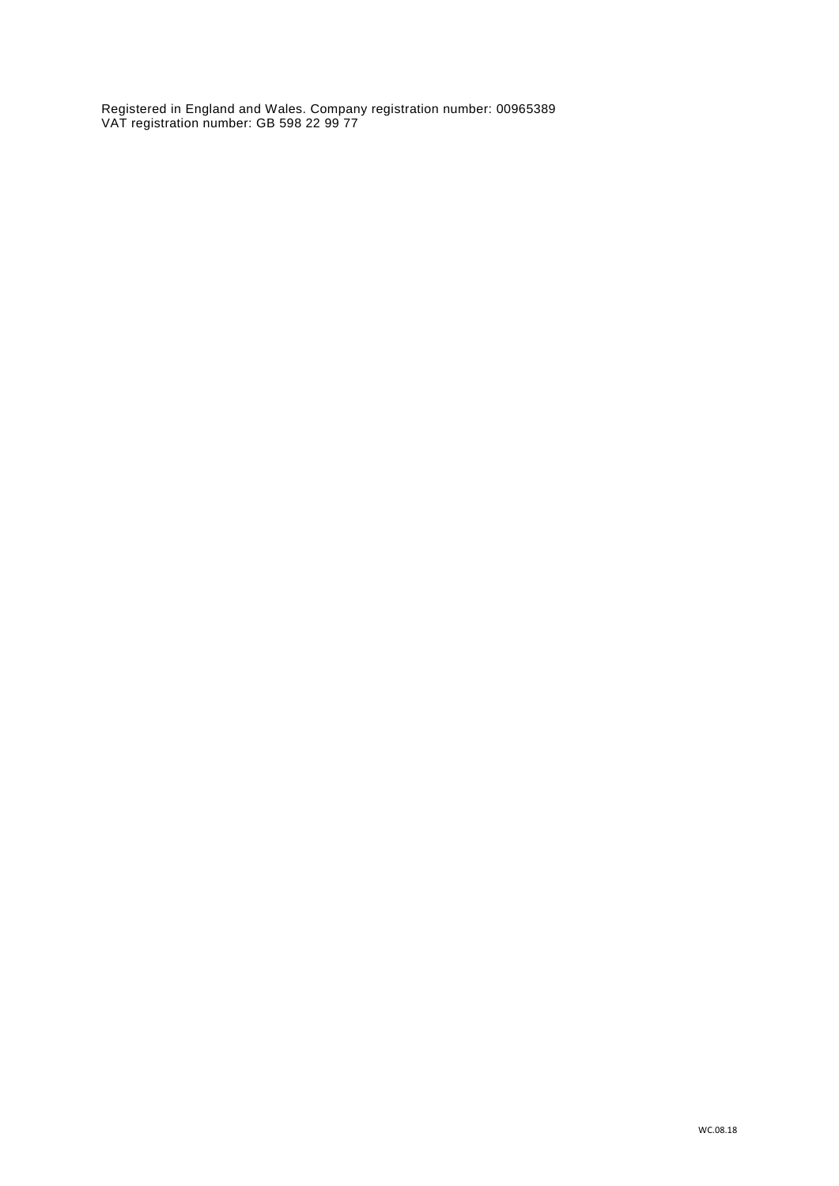Registered in England and Wales. Company registration number: 00965389
VAT registration number: GB 598 22 99 77

WC.08.18